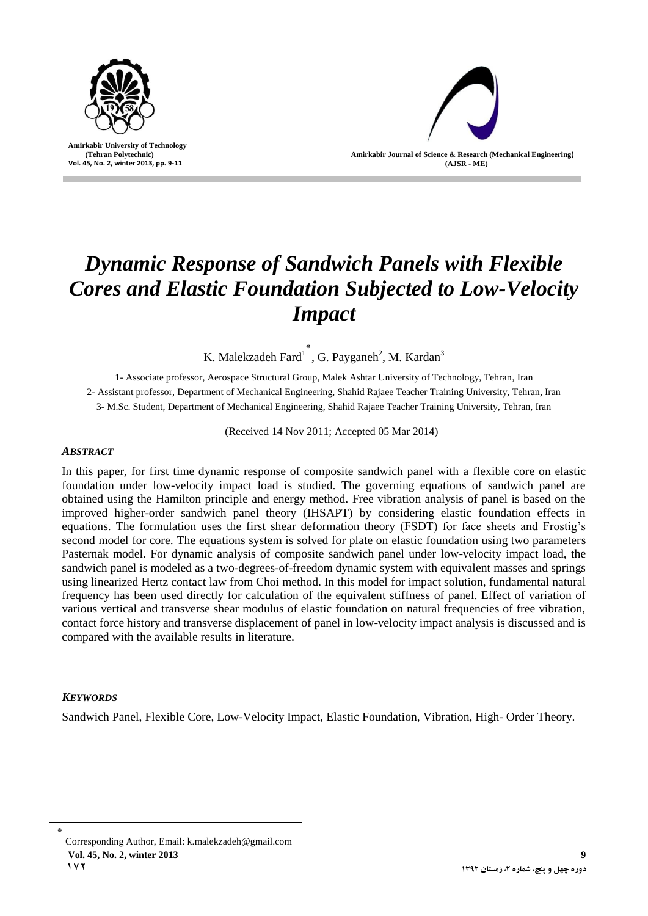# *Dynamic Response of Sandwich Panels with Flexible Cores and Elastic Foundation Subjected to Low-Velocity Impact*

K. Malekzadeh Fard[1*], G. Payganeh[2], M. Kardan[3]

1- Associate professor, Aerospace Structural Group, Malek Ashtar University of Technology, Tehran, Iran

2- Assistant professor, Department of Mechanical Engineering, Shahid Rajaee Teacher Training University, Tehran, Iran

3- M.Sc. Student, Department of Mechanical Engineering, Shahid Rajaee Teacher Training University, Tehran, Iran

(Received 14 Nov 2011; Accepted 05 Mar 2014)

### *ABSTRACT*

In this paper, for first time dynamic response of composite sandwich panel with a flexible core on elastic foundation under low-velocity impact load is studied. The governing equations of sandwich panel are obtained using the Hamilton principle and energy method. Free vibration analysis of panel is based on the improved higher-order sandwich panel theory (IHSAPT) by considering elastic foundation effects in equations. The formulation uses the first shear deformation theory (FSDT) for face sheets and Frostig's second model for core. The equations system is solved for plate on elastic foundation using two parameters Pasternak model. For dynamic analysis of composite sandwich panel under low-velocity impact load, the sandwich panel is modeled as a two-degrees-of-freedom dynamic system with equivalent masses and springs using linearized Hertz contact law from Choi method. In this model for impact solution, fundamental natural frequency has been used directly for calculation of the equivalent stiffness of panel. Effect of variation of various vertical and transverse shear modulus of elastic foundation on natural frequencies of free vibration, contact force history and transverse displacement of panel in low-velocity impact analysis is discussed and is compared with the available results in literature.

### *KEYWORDS*

Sandwich Panel, Flexible Core, Low-Velocity Impact, Elastic Foundation, Vibration, High- Order Theory.

---

[*] Corresponding Author, Email: k.malekzadeh@gmail.com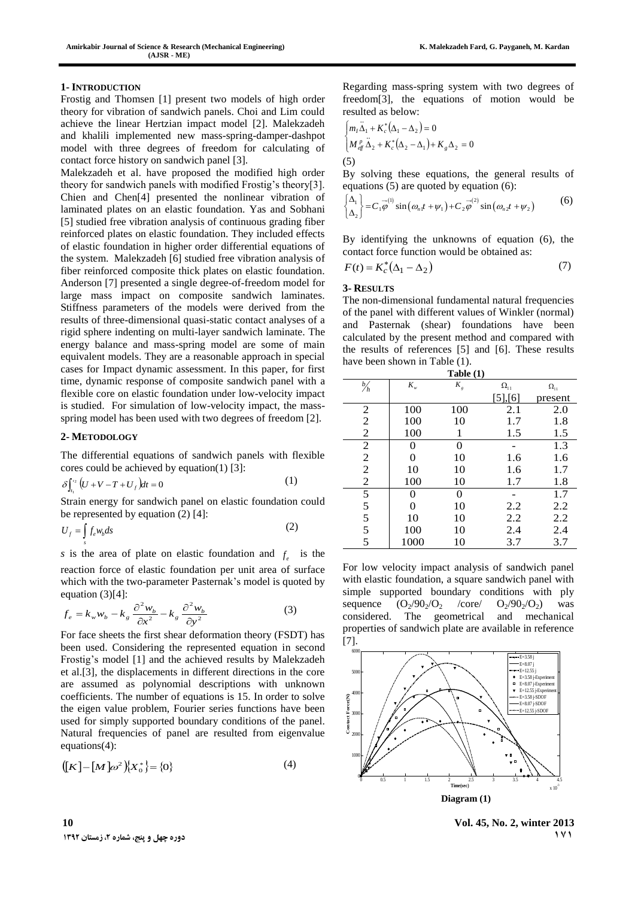## 1- INTRODUCTION

Frostig and Thomsen [1] present two models of high order theory for vibration of sandwich panels. Choi and Lim could achieve the linear Hertzian impact model [2]. Malekzadeh and khalili implemented new mass-spring-damper-dashpot model with three degrees of freedom for calculating of contact force history on sandwich panel [3].

Malekzadeh et al. have proposed the modified high order theory for sandwich panels with modified Frostig's theory[3]. Chien and Chen[4] presented the nonlinear vibration of laminated plates on an elastic foundation. Yas and Sobhani [5] studied free vibration analysis of continuous grading fiber reinforced plates on elastic foundation. They included effects of elastic foundation in higher order differential equations of the system. Malekzadeh [6] studied free vibration analysis of fiber reinforced composite thick plates on elastic foundation. Anderson [7] presented a single degree-of-freedom model for large mass impact on composite sandwich laminates. Stiffness parameters of the models were derived from the results of three-dimensional quasi-static contact analyses of a rigid sphere indenting on multi-layer sandwich laminate. The energy balance and mass-spring model are some of main equivalent models. They are a reasonable approach in special cases for Impact dynamic assessment. In this paper, for first time, dynamic response of composite sandwich panel with a flexible core on elastic foundation under low-velocity impact is studied. For simulation of low-velocity impact, the mass-spring model has been used with two degrees of freedom [2].

## 2- METODOLOGY

The differential equations of sandwich panels with flexible cores could be achieved by equation(1) [3]:

$$\delta\int_{t_1}^{t_2}\left(U+V-T+U_f\right)dt=0 \tag{1}$$

Strain energy for sandwich panel on elastic foundation could be represented by equation (2) [4]:

$$U_f=\int_s f_e w_b ds \tag{2}$$

$s$ is the area of plate on elastic foundation and $f_e$ is the reaction force of elastic foundation per unit area of surface which with the two-parameter Pasternak's model is quoted by equation (3)[4]:

$$f_e=k_w w_b-k_g\frac{\partial^2 w_b}{\partial x^2}-k_g\frac{\partial^2 w_b}{\partial y^2} \tag{3}$$

For face sheets the first shear deformation theory (FSDT) has been used. Considering the represented equation in second Frostig's model [1] and the achieved results by Malekzadeh et al.[3], the displacements in different directions in the core are assumed as polynomial descriptions with unknown coefficients. The number of equations is 15. In order to solve the eigen value problem, Fourier series functions have been used for simply supported boundary conditions of the panel. Natural frequencies of panel are resulted from eigenvalue equations(4):

$$\left([K]-[M]\omega^2\right)\{X_0^*\}=\{0\} \tag{4}$$

Regarding mass-spring system with two degrees of freedom[3], the equations of motion would be resulted as below:

$$\begin{cases} m_I\ddot{\Delta}_1+K_c^*\left(\Delta_1-\Delta_2\right)=0\\ M_{eff}^p\ddot{\Delta}_2+K_c^*\left(\Delta_2-\Delta_1\right)+K_g\Delta_2=0\end{cases}$$

(5)

By solving these equations, the general results of equations (5) are quoted by equation (6):

$$\begin{Bmatrix}\Delta_1\\ \Delta_2\end{Bmatrix}=C_1\vec{\varphi}^{(1)}\sin\left(\omega_{n1}t+\psi_1\right)+C_2\vec{\varphi}^{(2)}\sin\left(\omega_{n2}t+\psi_2\right) \tag{6}$$

By identifying the unknowns of equation (6), the contact force function would be obtained as:

$$F(t)=K_c^*\left(\Delta_1-\Delta_2\right) \tag{7}$$

## 3- RESULTS

The non-dimensional fundamental natural frequencies of the panel with different values of Winkler (normal) and Pasternak (shear) foundations have been calculated by the present method and compared with the results of references [5] and [6]. These results have been shown in Table (1).

**Table (1)**

| $b/h$ | $K_w$ | $K_g$ | $\Omega_{11}$ [5],[6] | $\Omega_{11}$ present |
|---|---|---|---|---|
| 2 | 100 | 100 | 2.1 | 2.0 |
| 2 | 100 | 10 | 1.7 | 1.8 |
| 2 | 100 | 1 | 1.5 | 1.5 |
| 2 | 0 | 0 | - | 1.3 |
| 2 | 0 | 10 | 1.6 | 1.6 |
| 2 | 10 | 10 | 1.6 | 1.7 |
| 2 | 100 | 10 | 1.7 | 1.8 |
| 5 | 0 | 0 | - | 1.7 |
| 5 | 0 | 10 | 2.2 | 2.2 |
| 5 | 10 | 10 | 2.2 | 2.2 |
| 5 | 100 | 10 | 2.4 | 2.4 |
| 5 | 1000 | 10 | 3.7 | 3.7 |

For low velocity impact analysis of sandwich panel with elastic foundation, a square sandwich panel with simple supported boundary conditions with ply sequence ($O_2/90_2/O_2$ /core/ $O_2/90_2/O_2$) was considered. The geometrical and mechanical properties of sandwich plate are available in reference [7].

**Diagram (1)**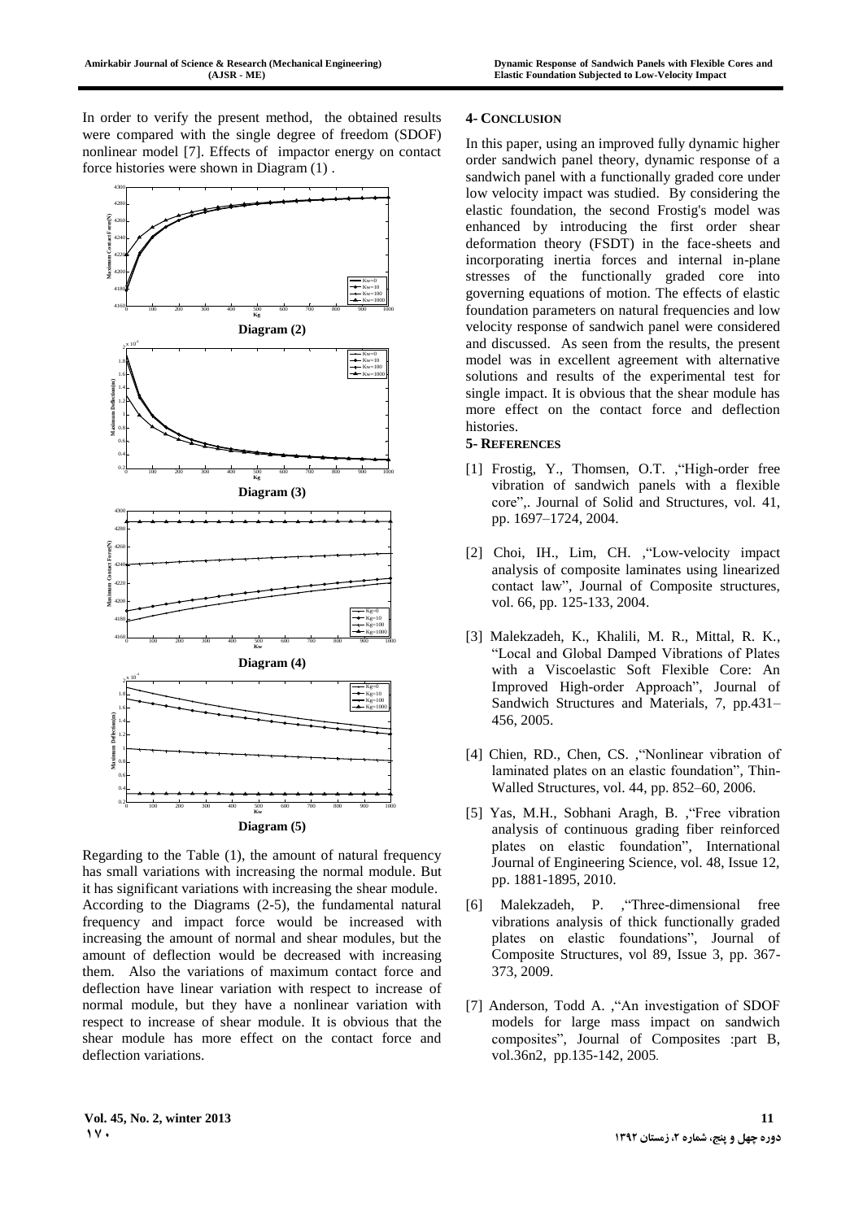In order to verify the present method, the obtained results were compared with the single degree of freedom (SDOF) nonlinear model [7]. Effects of impactor energy on contact force histories were shown in Diagram (1) .

Maximum Contact Force(N)

Kg

Kw=0
Kw=10
Kw=100
Kw=1000

**Diagram (2)**

Maximum Deflection(m)

x 10⁻⁴

Kg

Kw=0
Kw=10
Kw=100
Kw=1000

**Diagram (3)**

Maximum Contact Force(N)

Kw

Kg=0
Kg=10
Kg=100
Kg=1000

**Diagram (4)**

Maximum Deflection(m)

x 10⁻⁴

Kw

Kg=0
Kg=10
Kg=100
Kg=1000

**Diagram (5)**

Regarding to the Table (1), the amount of natural frequency has small variations with increasing the normal module. But it has significant variations with increasing the shear module. According to the Diagrams (2-5), the fundamental natural frequency and impact force would be increased with increasing the amount of normal and shear modules, but the amount of deflection would be decreased with increasing them. Also the variations of maximum contact force and deflection have linear variation with respect to increase of normal module, but they have a nonlinear variation with respect to increase of shear module. It is obvious that the shear module has more effect on the contact force and deflection variations.

## 4- CONCLUSION

In this paper, using an improved fully dynamic higher order sandwich panel theory, dynamic response of a sandwich panel with a functionally graded core under low velocity impact was studied. By considering the elastic foundation, the second Frostig's model was enhanced by introducing the first order shear deformation theory (FSDT) in the face-sheets and incorporating inertia forces and internal in-plane stresses of the functionally graded core into governing equations of motion. The effects of elastic foundation parameters on natural frequencies and low velocity response of sandwich panel were considered and discussed. As seen from the results, the present model was in excellent agreement with alternative solutions and results of the experimental test for single impact. It is obvious that the shear module has more effect on the contact force and deflection histories.

## 5- REFERENCES

[1] Frostig, Y., Thomsen, O.T. ,"High-order free vibration of sandwich panels with a flexible core",. Journal of Solid and Structures, vol. 41, pp. 1697–1724, 2004.

[2] Choi, IH., Lim, CH. ,"Low-velocity impact analysis of composite laminates using linearized contact law", Journal of Composite structures, vol. 66, pp. 125-133, 2004.

[3] Malekzadeh, K., Khalili, M. R., Mittal, R. K., "Local and Global Damped Vibrations of Plates with a Viscoelastic Soft Flexible Core: An Improved High-order Approach", Journal of Sandwich Structures and Materials, 7, pp.431–456, 2005.

[4] Chien, RD., Chen, CS. ,"Nonlinear vibration of laminated plates on an elastic foundation", Thin-Walled Structures, vol. 44, pp. 852–60, 2006.

[5] Yas, M.H., Sobhani Aragh, B. ,"Free vibration analysis of continuous grading fiber reinforced plates on elastic foundation", International Journal of Engineering Science, vol. 48, Issue 12, pp. 1881-1895, 2010.

[6] Malekzadeh, P. ,"Three-dimensional free vibrations analysis of thick functionally graded plates on elastic foundations", Journal of Composite Structures, vol 89, Issue 3, pp. 367-373, 2009.

[7] Anderson, Todd A. ,"An investigation of SDOF models for large mass impact on sandwich composites", Journal of Composites :part B, vol.36n2, pp.135-142, 2005.